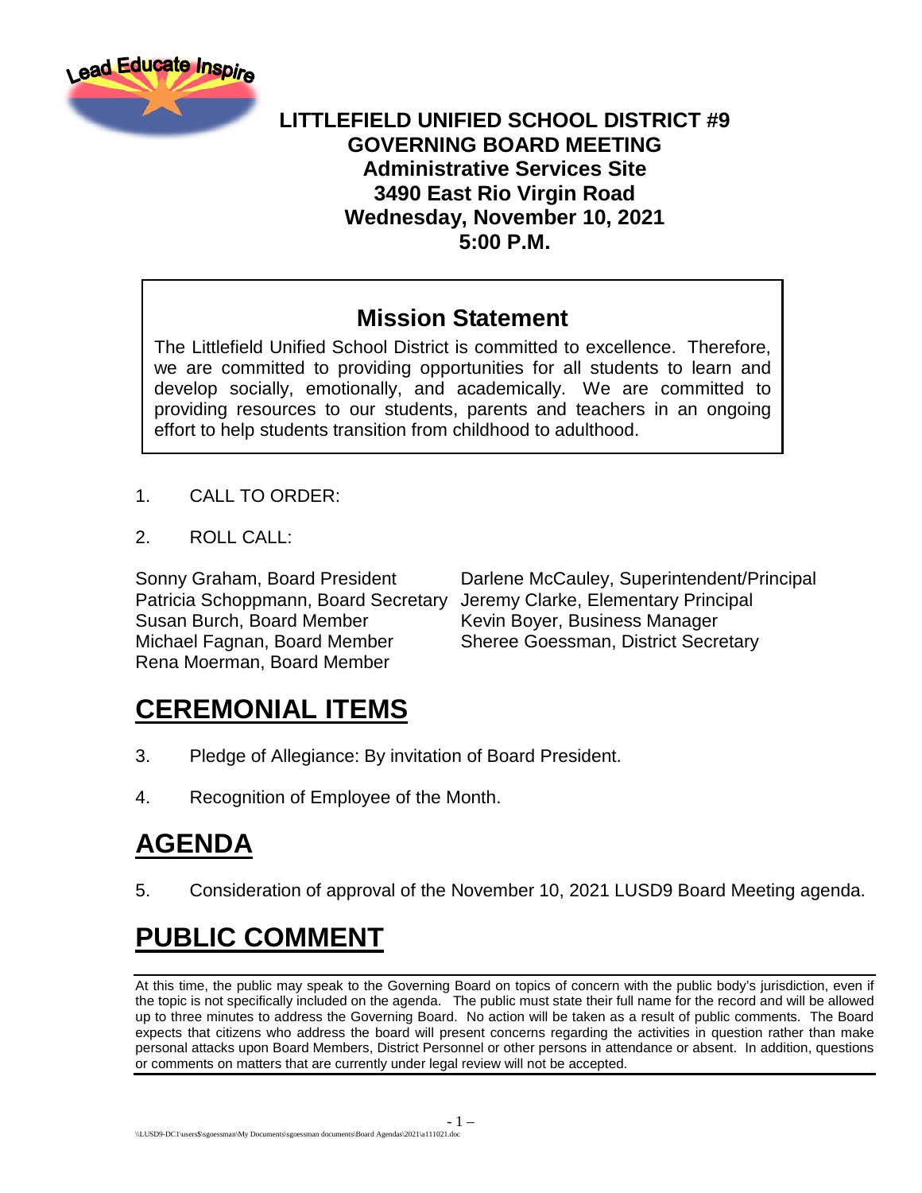**LITTLEFIELD UNIFIED SCHOOL DISTRICT #9**
**GOVERNING BOARD MEETING**
**Administrative Services Site**
**3490 East Rio Virgin Road**
**Wednesday, November 10, 2021**
**5:00 P.M.**

## Mission Statement

The Littlefield Unified School District is committed to excellence. Therefore, we are committed to providing opportunities for all students to learn and develop socially, emotionally, and academically. We are committed to providing resources to our students, parents and teachers in an ongoing effort to help students transition from childhood to adulthood.

1. CALL TO ORDER:

2. ROLL CALL:

Sonny Graham, Board President
Patricia Schoppmann, Board Secretary
Susan Burch, Board Member
Michael Fagnan, Board Member
Rena Moerman, Board Member

Darlene McCauley, Superintendent/Principal
Jeremy Clarke, Elementary Principal
Kevin Boyer, Business Manager
Sheree Goessman, District Secretary

# CEREMONIAL ITEMS

3. Pledge of Allegiance: By invitation of Board President.

4. Recognition of Employee of the Month.

# AGENDA

5. Consideration of approval of the November 10, 2021 LUSD9 Board Meeting agenda.

# PUBLIC COMMENT

At this time, the public may speak to the Governing Board on topics of concern with the public body's jurisdiction, even if the topic is not specifically included on the agenda. The public must state their full name for the record and will be allowed up to three minutes to address the Governing Board. No action will be taken as a result of public comments. The Board expects that citizens who address the board will present concerns regarding the activities in question rather than make personal attacks upon Board Members, District Personnel or other persons in attendance or absent. In addition, questions or comments on matters that are currently under legal review will not be accepted.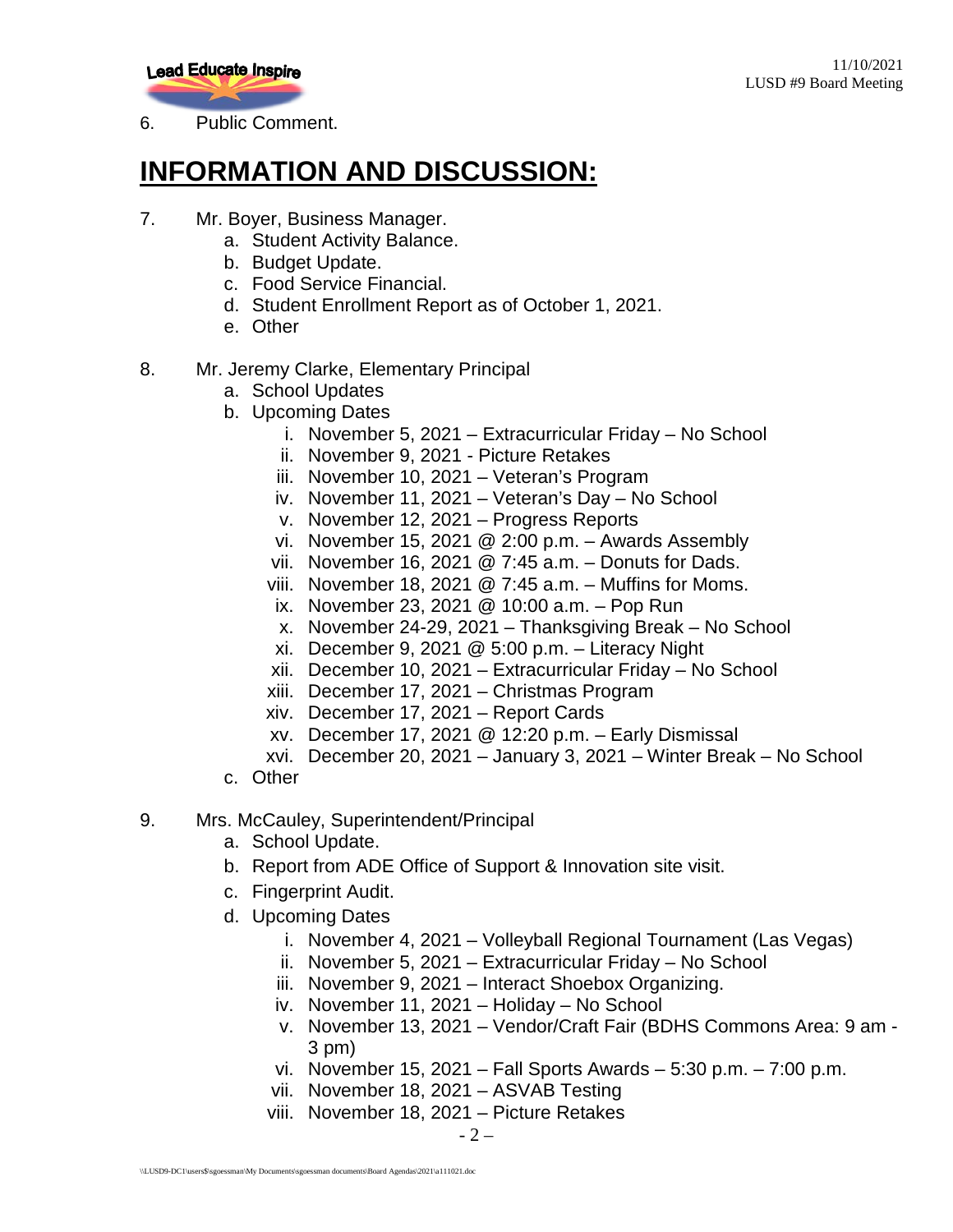6. Public Comment.

# INFORMATION AND DISCUSSION:

7. Mr. Boyer, Business Manager.
   a. Student Activity Balance.
   b. Budget Update.
   c. Food Service Financial.
   d. Student Enrollment Report as of October 1, 2021.
   e. Other

8. Mr. Jeremy Clarke, Elementary Principal
   a. School Updates
   b. Upcoming Dates
      i. November 5, 2021 – Extracurricular Friday – No School
      ii. November 9, 2021 - Picture Retakes
      iii. November 10, 2021 – Veteran's Program
      iv. November 11, 2021 – Veteran's Day – No School
      v. November 12, 2021 – Progress Reports
      vi. November 15, 2021 @ 2:00 p.m. – Awards Assembly
      vii. November 16, 2021 @ 7:45 a.m. – Donuts for Dads.
      viii. November 18, 2021 @ 7:45 a.m. – Muffins for Moms.
      ix. November 23, 2021 @ 10:00 a.m. – Pop Run
      x. November 24-29, 2021 – Thanksgiving Break – No School
      xi. December 9, 2021 @ 5:00 p.m. – Literacy Night
      xii. December 10, 2021 – Extracurricular Friday – No School
      xiii. December 17, 2021 – Christmas Program
      xiv. December 17, 2021 – Report Cards
      xv. December 17, 2021 @ 12:20 p.m. – Early Dismissal
      xvi. December 20, 2021 – January 3, 2021 – Winter Break – No School
   c. Other

9. Mrs. McCauley, Superintendent/Principal
   a. School Update.
   b. Report from ADE Office of Support & Innovation site visit.
   c. Fingerprint Audit.
   d. Upcoming Dates
      i. November 4, 2021 – Volleyball Regional Tournament (Las Vegas)
      ii. November 5, 2021 – Extracurricular Friday – No School
      iii. November 9, 2021 – Interact Shoebox Organizing.
      iv. November 11, 2021 – Holiday – No School
      v. November 13, 2021 – Vendor/Craft Fair (BDHS Commons Area: 9 am - 3 pm)
      vi. November 15, 2021 – Fall Sports Awards – 5:30 p.m. – 7:00 p.m.
      vii. November 18, 2021 – ASVAB Testing
      viii. November 18, 2021 – Picture Retakes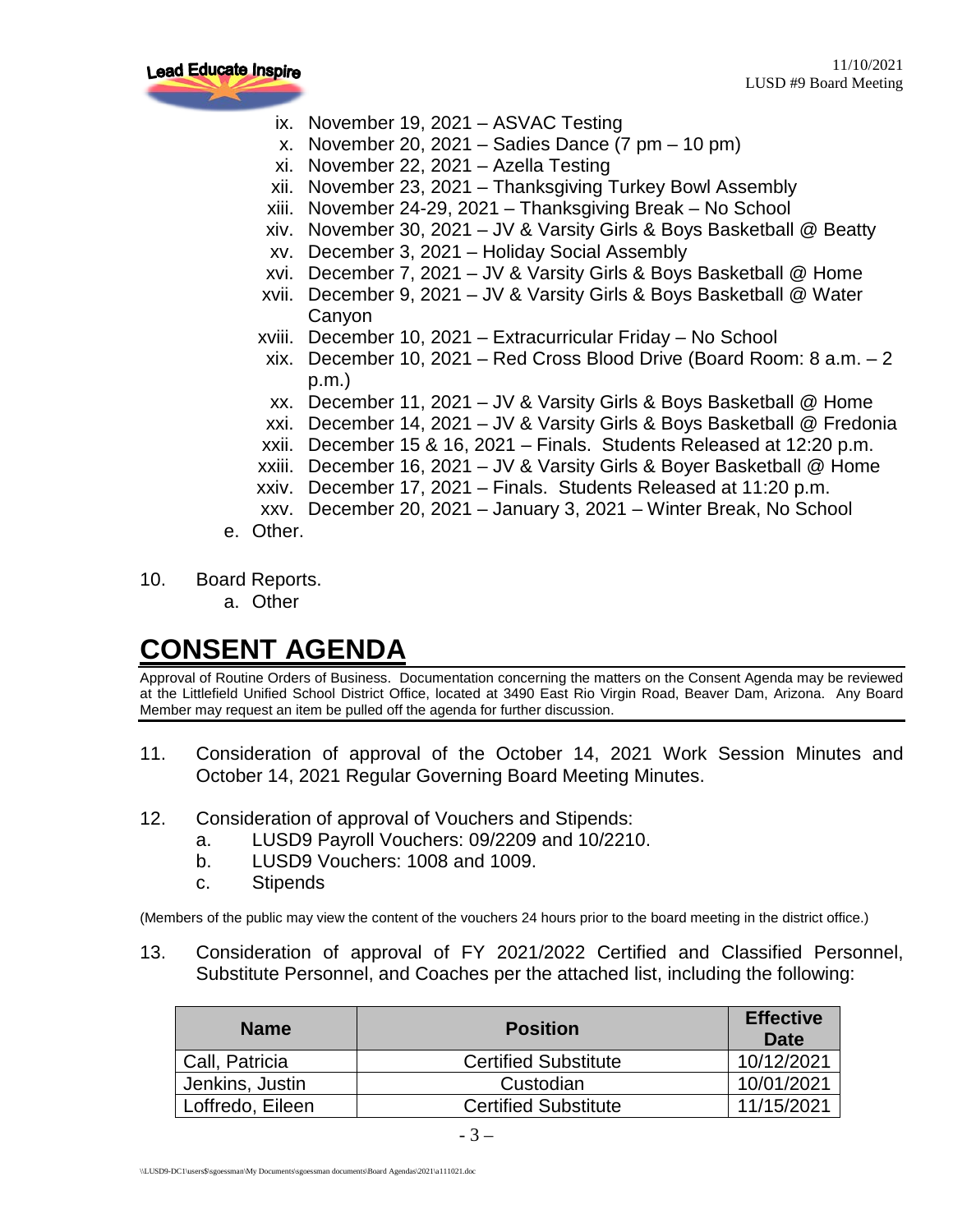ix. November 19, 2021 – ASVAC Testing
x. November 20, 2021 – Sadies Dance (7 pm – 10 pm)
xi. November 22, 2021 – Azella Testing
xii. November 23, 2021 – Thanksgiving Turkey Bowl Assembly
xiii. November 24-29, 2021 – Thanksgiving Break – No School
xiv. November 30, 2021 – JV & Varsity Girls & Boys Basketball @ Beatty
xv. December 3, 2021 – Holiday Social Assembly
xvi. December 7, 2021 – JV & Varsity Girls & Boys Basketball @ Home
xvii. December 9, 2021 – JV & Varsity Girls & Boys Basketball @ Water Canyon
xviii. December 10, 2021 – Extracurricular Friday – No School
xix. December 10, 2021 – Red Cross Blood Drive (Board Room: 8 a.m. – 2 p.m.)
xx. December 11, 2021 – JV & Varsity Girls & Boys Basketball @ Home
xxi. December 14, 2021 – JV & Varsity Girls & Boys Basketball @ Fredonia
xxii. December 15 & 16, 2021 – Finals. Students Released at 12:20 p.m.
xxiii. December 16, 2021 – JV & Varsity Girls & Boyer Basketball @ Home
xxiv. December 17, 2021 – Finals. Students Released at 11:20 p.m.
xxv. December 20, 2021 – January 3, 2021 – Winter Break, No School

e. Other.

10. Board Reports.
    a. Other

# CONSENT AGENDA

Approval of Routine Orders of Business. Documentation concerning the matters on the Consent Agenda may be reviewed at the Littlefield Unified School District Office, located at 3490 East Rio Virgin Road, Beaver Dam, Arizona. Any Board Member may request an item be pulled off the agenda for further discussion.

11. Consideration of approval of the October 14, 2021 Work Session Minutes and October 14, 2021 Regular Governing Board Meeting Minutes.

12. Consideration of approval of Vouchers and Stipends:
    a. LUSD9 Payroll Vouchers: 09/2209 and 10/2210.
    b. LUSD9 Vouchers: 1008 and 1009.
    c. Stipends

(Members of the public may view the content of the vouchers 24 hours prior to the board meeting in the district office.)

13. Consideration of approval of FY 2021/2022 Certified and Classified Personnel, Substitute Personnel, and Coaches per the attached list, including the following:

| Name | Position | Effective Date |
|---|---|---|
| Call, Patricia | Certified Substitute | 10/12/2021 |
| Jenkins, Justin | Custodian | 10/01/2021 |
| Loffredo, Eileen | Certified Substitute | 11/15/2021 |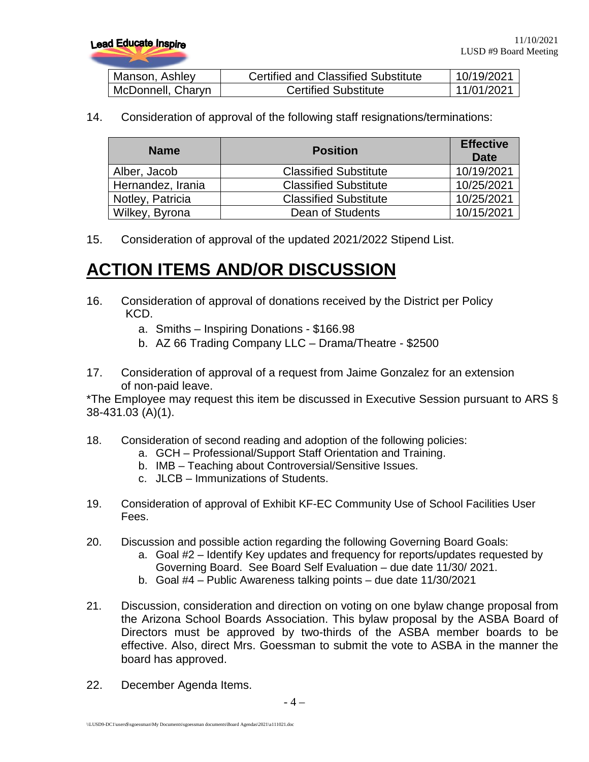| Manson, Ashley | Certified and Classified Substitute | 10/19/2021 |
|---|---|---|
| McDonnell, Charyn | Certified Substitute | 11/01/2021 |

14. Consideration of approval of the following staff resignations/terminations:

| Name | Position | Effective Date |
|---|---|---|
| Alber, Jacob | Classified Substitute | 10/19/2021 |
| Hernandez, Irania | Classified Substitute | 10/25/2021 |
| Notley, Patricia | Classified Substitute | 10/25/2021 |
| Wilkey, Byrona | Dean of Students | 10/15/2021 |

15. Consideration of approval of the updated 2021/2022 Stipend List.

# ACTION ITEMS AND/OR DISCUSSION

16. Consideration of approval of donations received by the District per Policy KCD.
    a. Smiths – Inspiring Donations - $166.98
    b. AZ 66 Trading Company LLC – Drama/Theatre - $2500

17. Consideration of approval of a request from Jaime Gonzalez for an extension of non-paid leave.

*The Employee may request this item be discussed in Executive Session pursuant to ARS § 38-431.03 (A)(1).

18. Consideration of second reading and adoption of the following policies:
    a. GCH – Professional/Support Staff Orientation and Training.
    b. IMB – Teaching about Controversial/Sensitive Issues.
    c. JLCB – Immunizations of Students.

19. Consideration of approval of Exhibit KF-EC Community Use of School Facilities User Fees.

20. Discussion and possible action regarding the following Governing Board Goals:
    a. Goal #2 – Identify Key updates and frequency for reports/updates requested by Governing Board. See Board Self Evaluation – due date 11/30/ 2021.
    b. Goal #4 – Public Awareness talking points – due date 11/30/2021

21. Discussion, consideration and direction on voting on one bylaw change proposal from the Arizona School Boards Association. This bylaw proposal by the ASBA Board of Directors must be approved by two-thirds of the ASBA member boards to be effective. Also, direct Mrs. Goessman to submit the vote to ASBA in the manner the board has approved.

22. December Agenda Items.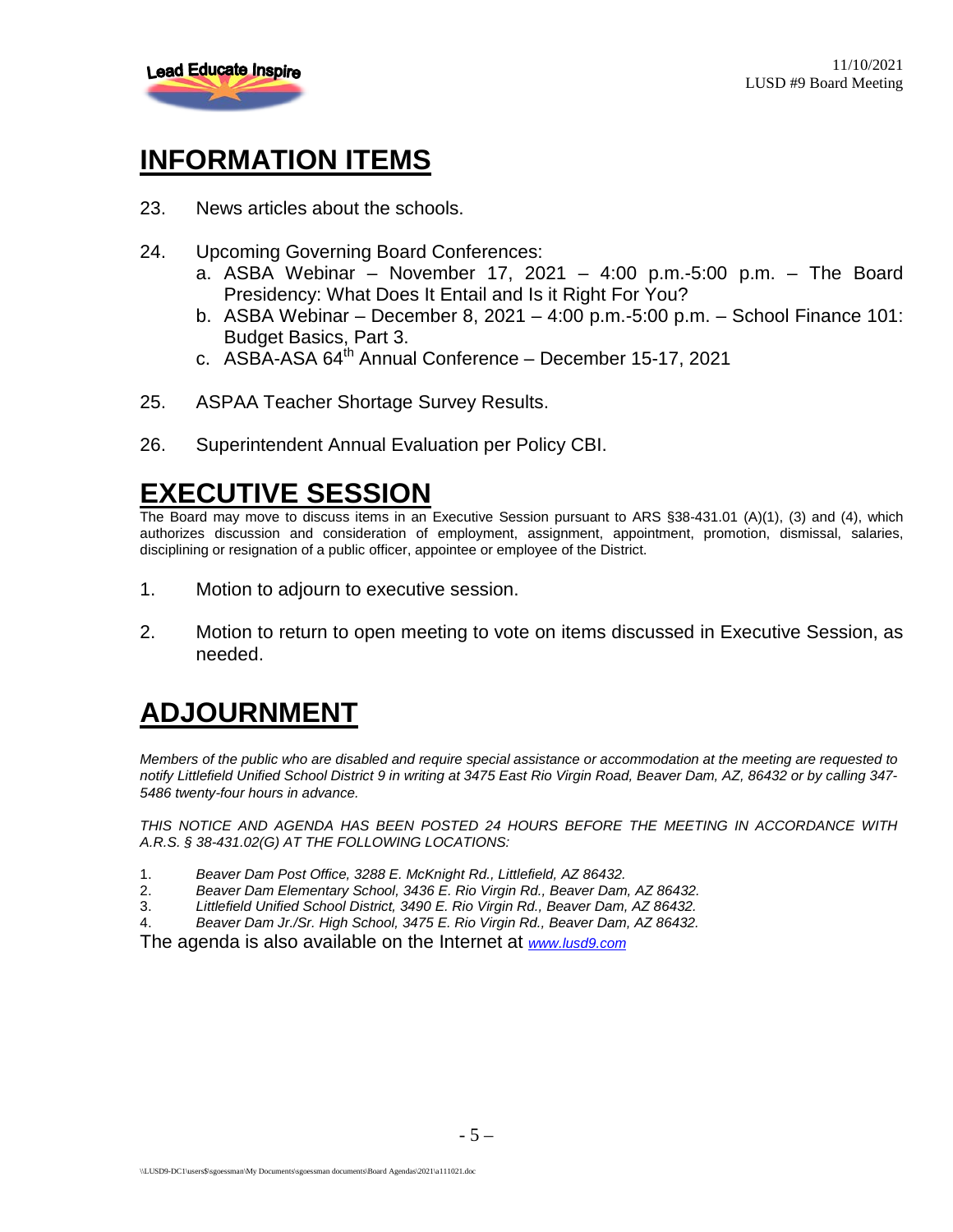# INFORMATION ITEMS

23. News articles about the schools.

24. Upcoming Governing Board Conferences:
    a. ASBA Webinar – November 17, 2021 – 4:00 p.m.-5:00 p.m. – The Board Presidency: What Does It Entail and Is it Right For You?
    b. ASBA Webinar – December 8, 2021 – 4:00 p.m.-5:00 p.m. – School Finance 101: Budget Basics, Part 3.
    c. ASBA-ASA 64th Annual Conference – December 15-17, 2021

25. ASPAA Teacher Shortage Survey Results.

26. Superintendent Annual Evaluation per Policy CBI.

# EXECUTIVE SESSION

The Board may move to discuss items in an Executive Session pursuant to ARS §38-431.01 (A)(1), (3) and (4), which authorizes discussion and consideration of employment, assignment, appointment, promotion, dismissal, salaries, disciplining or resignation of a public officer, appointee or employee of the District.

1. Motion to adjourn to executive session.

2. Motion to return to open meeting to vote on items discussed in Executive Session, as needed.

# ADJOURNMENT

*Members of the public who are disabled and require special assistance or accommodation at the meeting are requested to notify Littlefield Unified School District 9 in writing at 3475 East Rio Virgin Road, Beaver Dam, AZ, 86432 or by calling 347-5486 twenty-four hours in advance.*

*THIS NOTICE AND AGENDA HAS BEEN POSTED 24 HOURS BEFORE THE MEETING IN ACCORDANCE WITH A.R.S. § 38-431.02(G) AT THE FOLLOWING LOCATIONS:*

1. *Beaver Dam Post Office, 3288 E. McKnight Rd., Littlefield, AZ 86432.*
2. *Beaver Dam Elementary School, 3436 E. Rio Virgin Rd., Beaver Dam, AZ 86432.*
3. *Littlefield Unified School District, 3490 E. Rio Virgin Rd., Beaver Dam, AZ 86432.*
4. *Beaver Dam Jr./Sr. High School, 3475 E. Rio Virgin Rd., Beaver Dam, AZ 86432.*

The agenda is also available on the Internet at *www.lusd9.com*